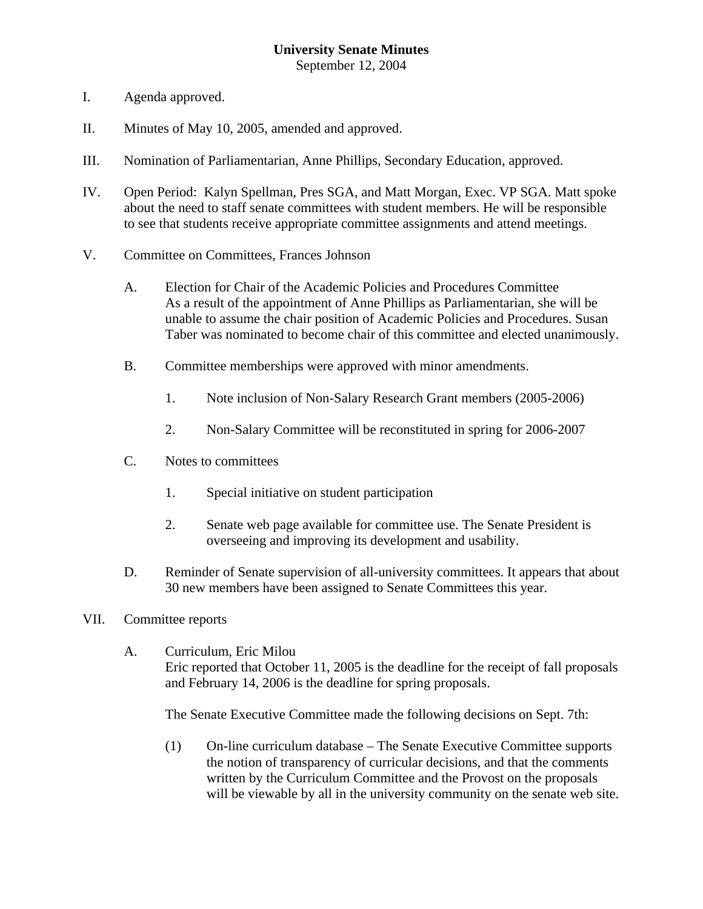# University Senate Minutes

September 12, 2004

I. Agenda approved.

II. Minutes of May 10, 2005, amended and approved.

III. Nomination of Parliamentarian, Anne Phillips, Secondary Education, approved.

IV. Open Period: Kalyn Spellman, Pres SGA, and Matt Morgan, Exec. VP SGA. Matt spoke about the need to staff senate committees with student members. He will be responsible to see that students receive appropriate committee assignments and attend meetings.

V. Committee on Committees, Frances Johnson

   A. Election for Chair of the Academic Policies and Procedures Committee
   As a result of the appointment of Anne Phillips as Parliamentarian, she will be unable to assume the chair position of Academic Policies and Procedures. Susan Taber was nominated to become chair of this committee and elected unanimously.

   B. Committee memberships were approved with minor amendments.

      1. Note inclusion of Non-Salary Research Grant members (2005-2006)

      2. Non-Salary Committee will be reconstituted in spring for 2006-2007

   C. Notes to committees

      1. Special initiative on student participation

      2. Senate web page available for committee use. The Senate President is overseeing and improving its development and usability.

   D. Reminder of Senate supervision of all-university committees. It appears that about 30 new members have been assigned to Senate Committees this year.

VII. Committee reports

   A. Curriculum, Eric Milou
   Eric reported that October 11, 2005 is the deadline for the receipt of fall proposals and February 14, 2006 is the deadline for spring proposals.

   The Senate Executive Committee made the following decisions on Sept. 7th:

      (1) On-line curriculum database – The Senate Executive Committee supports the notion of transparency of curricular decisions, and that the comments written by the Curriculum Committee and the Provost on the proposals will be viewable by all in the university community on the senate web site.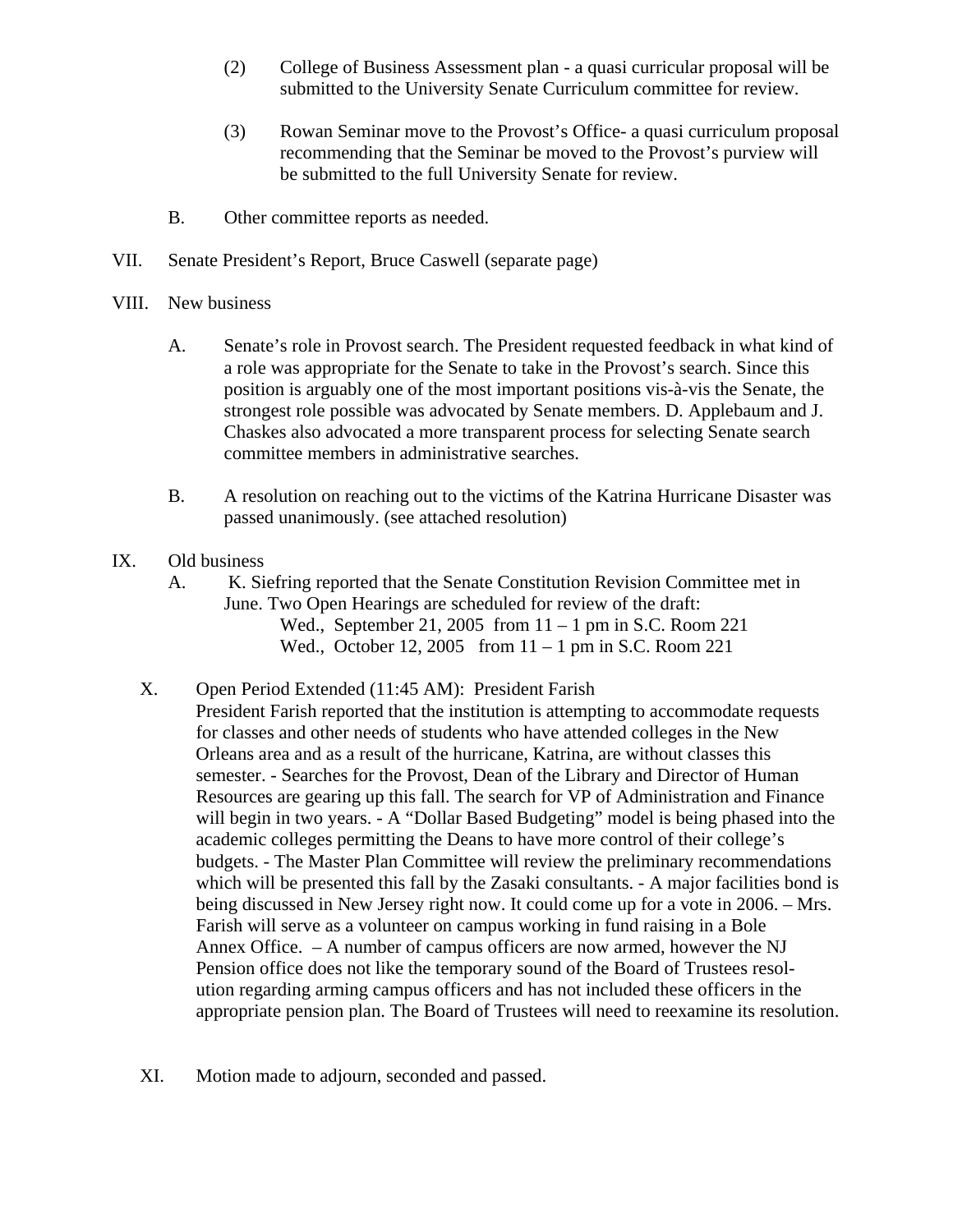(2) College of Business Assessment plan - a quasi curricular proposal will be submitted to the University Senate Curriculum committee for review.

(3) Rowan Seminar move to the Provost's Office- a quasi curriculum proposal recommending that the Seminar be moved to the Provost's purview will be submitted to the full University Senate for review.

B. Other committee reports as needed.

VII. Senate President's Report, Bruce Caswell (separate page)

VIII. New business

A. Senate's role in Provost search. The President requested feedback in what kind of a role was appropriate for the Senate to take in the Provost's search. Since this position is arguably one of the most important positions vis-à-vis the Senate, the strongest role possible was advocated by Senate members. D. Applebaum and J. Chaskes also advocated a more transparent process for selecting Senate search committee members in administrative searches.

B. A resolution on reaching out to the victims of the Katrina Hurricane Disaster was passed unanimously. (see attached resolution)

IX. Old business

A. K. Siefring reported that the Senate Constitution Revision Committee met in June. Two Open Hearings are scheduled for review of the draft:
Wed., September 21, 2005 from 11 – 1 pm in S.C. Room 221
Wed., October 12, 2005 from 11 – 1 pm in S.C. Room 221

X. Open Period Extended (11:45 AM): President Farish
President Farish reported that the institution is attempting to accommodate requests for classes and other needs of students who have attended colleges in the New Orleans area and as a result of the hurricane, Katrina, are without classes this semester. - Searches for the Provost, Dean of the Library and Director of Human Resources are gearing up this fall. The search for VP of Administration and Finance will begin in two years. - A "Dollar Based Budgeting" model is being phased into the academic colleges permitting the Deans to have more control of their college's budgets. - The Master Plan Committee will review the preliminary recommendations which will be presented this fall by the Zasaki consultants. - A major facilities bond is being discussed in New Jersey right now. It could come up for a vote in 2006. – Mrs. Farish will serve as a volunteer on campus working in fund raising in a Bole Annex Office. – A number of campus officers are now armed, however the NJ Pension office does not like the temporary sound of the Board of Trustees resolution regarding arming campus officers and has not included these officers in the appropriate pension plan. The Board of Trustees will need to reexamine its resolution.

XI. Motion made to adjourn, seconded and passed.